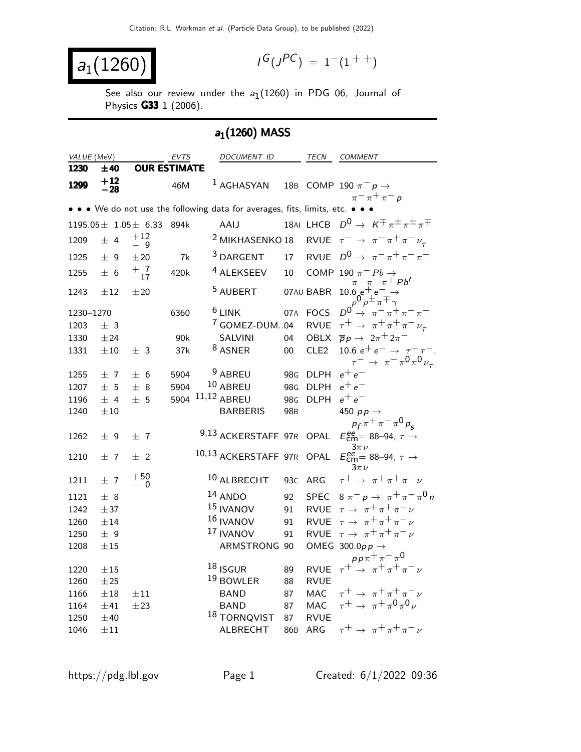Citation: R.L. Workman et al. (Particle Data Group), to be published (2022)

# $a_1(1260)$

$I^G(J^{PC}) = 1^-(1^{++})$

See also our review under the $a_1(1260)$ in PDG 06, Journal of Physics **G33** 1 (2006).

## $a_1(1260)$ MASS

| VALUE (MeV) | EVTS | DOCUMENT ID | | TECN | COMMENT |
|---|---|---|---|---|---|
| **1230 ±40** | **OUR ESTIMATE** | | | | |
| **1299** $^{+12}_{-28}$ | 46M | [1] AGHASYAN | 18B | COMP | 190 $\pi^- p \to \pi^-\pi^+\pi^- p$ |
| • • • We do not use the following data for averages, fits, limits, etc. • • • | | | | | |
| 1195.05± 1.05± 6.33 | 894k | AAIJ | 18AI | LHCB | $D^0 \to K^\mp\pi^\pm\pi^\pm\pi^\mp$ |
| 1209 ± 4 $^{+12}_{-9}$ | | [2] MIKHASENKO | 18 | RVUE | $\tau^- \to \pi^-\pi^+\pi^-\nu_\tau$ |
| 1225 ± 9 ±20 | 7k | [3] DARGENT | 17 | RVUE | $D^0 \to \pi^-\pi^+\pi^-\pi^+$ |
| 1255 ± 6 $^{+7}_{-17}$ | 420k | [4] ALEKSEEV | 10 | COMP | 190 $\pi^- Pb \to \pi^-\pi^-\pi^+ Pb'$ |
| 1243 ±12 ±20 | | [5] AUBERT | 07AU | BABR | 10.6 $e^+e^- \to \rho^0\rho^\pm\pi^\mp\gamma$ |
| 1230–1270 | 6360 | [6] LINK | 07A | FOCS | $D^0 \to \pi^-\pi^+\pi^-\pi^+$ |
| 1203 ± 3 | | [7] GOMEZ-DUM... | 04 | RVUE | $\tau^+ \to \pi^+\pi^+\pi^-\nu_\tau$ |
| 1330 ±24 | 90k | SALVINI | 04 | OBLX | $\overline{p}p \to 2\pi^+2\pi^-$ |
| 1331 ±10 ± 3 | 37k | [8] ASNER | 00 | CLE2 | 10.6 $e^+e^- \to \tau^+\tau^-$, $\tau^- \to \pi^-\pi^0\pi^0\nu_\tau$ |
| 1255 ± 7 ± 6 | 5904 | [9] ABREU | 98G | DLPH | $e^+e^-$ |
| 1207 ± 5 ± 8 | 5904 | [10] ABREU | 98G | DLPH | $e^+e^-$ |
| 1196 ± 4 ± 5 | 5904 | [11,12] ABREU | 98G | DLPH | $e^+e^-$ |
| 1240 ±10 | | BARBERIS | 98B | | 450 $pp \to p_f\pi^+\pi^-\pi^0 p_s$ |
| 1262 ± 9 ± 7 | | [9,13] ACKERSTAFF | 97R | OPAL | $E^{ee}_{\rm cm}$= 88–94, $\tau \to 3\pi\nu$ |
| 1210 ± 7 ± 2 | | [10,13] ACKERSTAFF | 97R | OPAL | $E^{ee}_{\rm cm}$= 88–94, $\tau \to 3\pi\nu$ |
| 1211 ± 7 $^{+50}_{-0}$ | | [10] ALBRECHT | 93C | ARG | $\tau^+ \to \pi^+\pi^+\pi^-\nu$ |
| 1121 ± 8 | | [14] ANDO | 92 | SPEC | 8 $\pi^- p \to \pi^+\pi^-\pi^0 n$ |
| 1242 ±37 | | [15] IVANOV | 91 | RVUE | $\tau \to \pi^+\pi^+\pi^-\nu$ |
| 1260 ±14 | | [16] IVANOV | 91 | RVUE | $\tau \to \pi^+\pi^+\pi^-\nu$ |
| 1250 ± 9 | | [17] IVANOV | 91 | RVUE | $\tau \to \pi^+\pi^+\pi^-\nu$ |
| 1208 ±15 | | ARMSTRONG | 90 | OMEG | 300.0$pp \to pp\pi^+\pi^-\pi^0$ |
| 1220 ±15 | | [18] ISGUR | 89 | RVUE | $\tau^+ \to \pi^+\pi^+\pi^-\nu$ |
| 1260 ±25 | | [19] BOWLER | 88 | RVUE | |
| 1166 ±18 ±11 | | BAND | 87 | MAC | $\tau^+ \to \pi^+\pi^+\pi^-\nu$ |
| 1164 ±41 ±23 | | BAND | 87 | MAC | $\tau^+ \to \pi^+\pi^0\pi^0\nu$ |
| 1250 ±40 | | [18] TORNQVIST | 87 | RVUE | |
| 1046 ±11 | | ALBRECHT | 86B | ARG | $\tau^+ \to \pi^+\pi^+\pi^-\nu$ |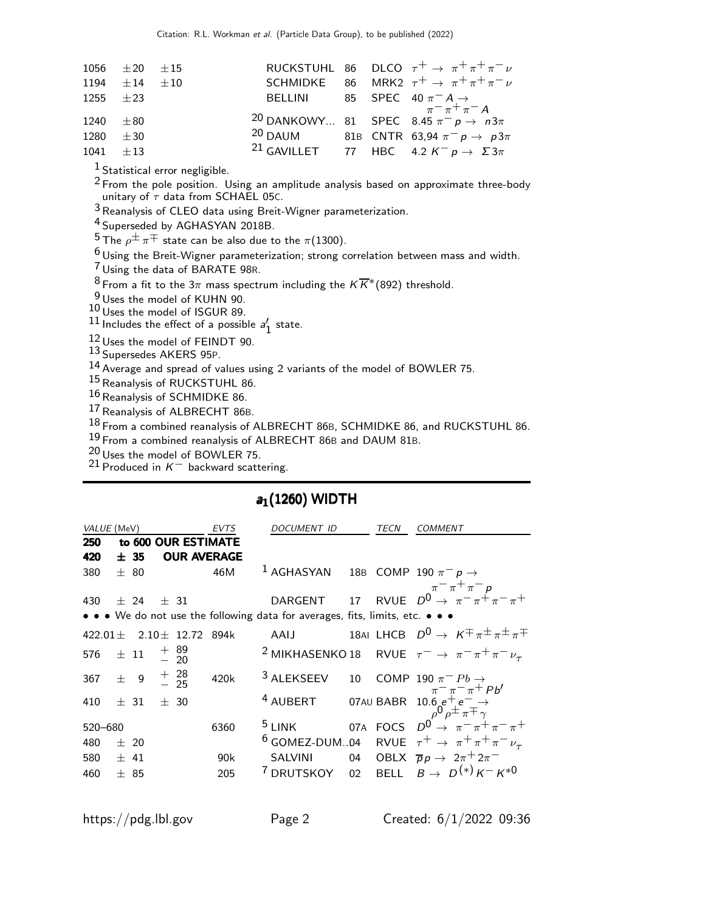| | | | | | |
|---|---|---|---|---|---|
| 1056 ±20 ±15 | | RUCKSTUHL | 86 | DLCO | $\tau^+ \to \pi^+\pi^+\pi^-\nu$ |
| 1194 ±14 ±10 | | SCHMIDKE | 86 | MRK2 | $\tau^+ \to \pi^+\pi^+\pi^-\nu$ |
| 1255 ±23 | | BELLINI | 85 | SPEC | 40 $\pi^- A \to \pi^-\pi^+\pi^- A$ |
| 1240 ±80 | | [20] DANKOWY... | 81 | SPEC | 8.45 $\pi^- p \to n 3\pi$ |
| 1280 ±30 | | [20] DAUM | 81B | CNTR | 63,94 $\pi^- p \to p 3\pi$ |
| 1041 ±13 | | [21] GAVILLET | 77 | HBC | 4.2 $K^- p \to \Sigma 3\pi$ |

[1] Statistical error negligible.
[2] From the pole position. Using an amplitude analysis based on approximate three-body unitary of $\tau$ data from SCHAEL 05C.
[3] Reanalysis of CLEO data using Breit-Wigner parameterization.
[4] Superseded by AGHASYAN 2018B.
[5] The $\rho^\pm\pi^\mp$ state can be also due to the $\pi(1300)$.
[6] Using the Breit-Wigner parameterization; strong correlation between mass and width.
[7] Using the data of BARATE 98R.
[8] From a fit to the $3\pi$ mass spectrum including the $K\overline{K}^*(892)$ threshold.
[9] Uses the model of KUHN 90.
[10] Uses the model of ISGUR 89.
[11] Includes the effect of a possible $a_1'$ state.
[12] Uses the model of FEINDT 90.
[13] Supersedes AKERS 95P.
[14] Average and spread of values using 2 variants of the model of BOWLER 75.
[15] Reanalysis of RUCKSTUHL 86.
[16] Reanalysis of SCHMIDKE 86.
[17] Reanalysis of ALBRECHT 86B.
[18] From a combined reanalysis of ALBRECHT 86B, SCHMIDKE 86, and RUCKSTUHL 86.
[19] From a combined reanalysis of ALBRECHT 86B and DAUM 81B.
[20] Uses the model of BOWLER 75.
[21] Produced in $K^-$ backward scattering.

## $a_1(1260)$ WIDTH

| *VALUE* (MeV) | *EVTS* | *DOCUMENT ID* | | *TECN* | *COMMENT* |
|---|---|---|---|---|---|
| **250 to 600 OUR ESTIMATE** | | | | | |
| **420 ± 35 OUR AVERAGE** | | | | | |
| 380 ± 80 | 46M | [1] AGHASYAN | 18B | COMP | 190 $\pi^- p \to \pi^-\pi^+\pi^- p$ |
| 430 ± 24 ± 31 | | DARGENT | 17 | RVUE | $\overline{D}^0 \to \pi^-\pi^+\pi^-\pi^+$ |
| • • • We do not use the following data for averages, fits, limits, etc. • • • | | | | | |
| 422.01 ± 2.10 ± 12.72 | 894k | AAIJ | 18AI | LHCB | $D^0 \to K^\mp\pi^\pm\pi^\pm\pi^\mp$ |
| 576 ± 11 $^{+89}_{-20}$ | | [2] MIKHASENKO | 18 | RVUE | $\tau^- \to \pi^-\pi^+\pi^-\nu_\tau$ |
| 367 ± 9 $^{+28}_{-25}$ | 420k | [3] ALEKSEEV | 10 | COMP | 190 $\pi^- Pb \to \pi^-\pi^-\pi^+ Pb'$ |
| 410 ± 31 ± 30 | | [4] AUBERT | 07AU | BABR | 10.6 $e^+e^- \to \rho^0\rho^\pm\pi^\mp\gamma$ |
| 520–680 | 6360 | [5] LINK | 07A | FOCS | $D^0 \to \pi^-\pi^+\pi^-\pi^+$ |
| 480 ± 20 | | [6] GOMEZ-DUM... | 04 | RVUE | $\tau^+ \to \pi^+\pi^+\pi^-\nu_\tau$ |
| 580 ± 41 | 90k | SALVINI | 04 | OBLX | $\overline{p} p \to 2\pi^+ 2\pi^-$ |
| 460 ± 85 | 205 | [7] DRUTSKOY | 02 | BELL | $B \to D^{(*)} K^- K^{*0}$ |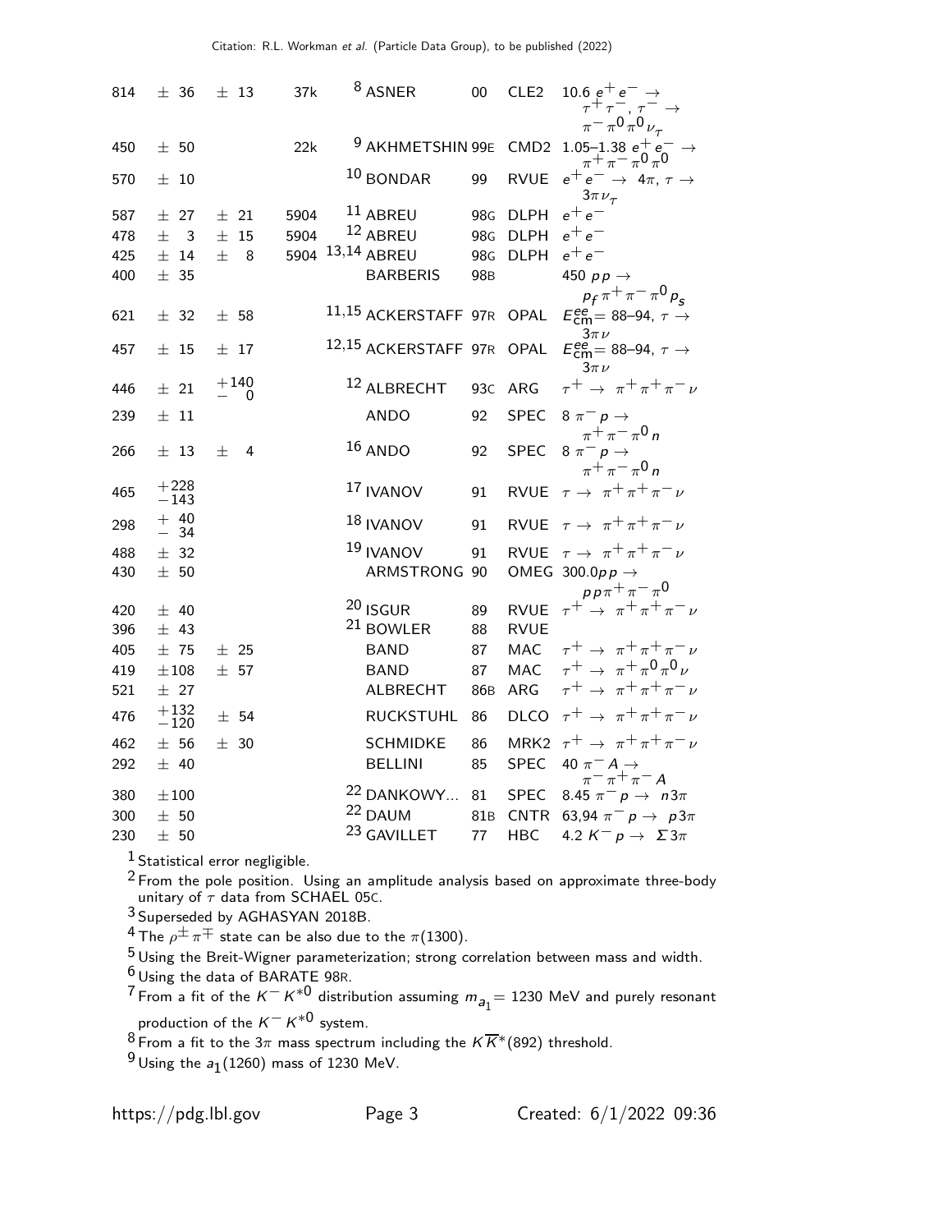| VALUE | | EVTS | DOCUMENT ID | | TECN | COMMENT |
|---|---|---|---|---|---|---|
| 814 ± 36 | ± 13 | 37k | [8] ASNER | 00 | CLE2 | 10.6 $e^+e^- \to \tau^+\tau^-$, $\tau^- \to \pi^-\pi^0\pi^0\nu_\tau$ |
| 450 ± 50 | | 22k | [9] AKHMETSHIN | 99E | CMD2 | 1.05–1.38 $e^+e^- \to \pi^+\pi^-\pi^0\pi^0$ |
| 570 ± 10 | | | [10] BONDAR | 99 | RVUE | $e^+e^- \to 4\pi$, $\tau \to 3\pi\nu_\tau$ |
| 587 ± 27 | ± 21 | 5904 | [11] ABREU | 98G | DLPH | $e^+e^-$ |
| 478 ± 3 | ± 15 | 5904 | [12] ABREU | 98G | DLPH | $e^+e^-$ |
| 425 ± 14 | ± 8 | 5904 | [13,14] ABREU | 98G | DLPH | $e^+e^-$ |
| 400 ± 35 | | | BARBERIS | 98B | | 450 $pp \to p_f\pi^+\pi^-\pi^0 p_s$ |
| 621 ± 32 | ± 58 | | [11,15] ACKERSTAFF | 97R | OPAL | $E^{ee}_{\rm cm}$= 88–94, $\tau \to 3\pi\nu$ |
| 457 ± 15 | ± 17 | | [12,15] ACKERSTAFF | 97R | OPAL | $E^{ee}_{\rm cm}$= 88–94, $\tau \to 3\pi\nu$ |
| 446 ± 21 | $^{+140}_{-\ \ 0}$ | | [12] ALBRECHT | 93C | ARG | $\tau^+ \to \pi^+\pi^+\pi^-\nu$ |
| 239 ± 11 | | | ANDO | 92 | SPEC | 8 $\pi^- p \to \pi^+\pi^-\pi^0 n$ |
| 266 ± 13 | ± 4 | | [16] ANDO | 92 | SPEC | 8 $\pi^- p \to \pi^+\pi^-\pi^0 n$ |
| 465 $^{+228}_{-143}$ | | | [17] IVANOV | 91 | RVUE | $\tau \to \pi^+\pi^+\pi^-\nu$ |
| 298 $^{+\ 40}_{-\ 34}$ | | | [18] IVANOV | 91 | RVUE | $\tau \to \pi^+\pi^+\pi^-\nu$ |
| 488 ± 32 | | | [19] IVANOV | 91 | RVUE | $\tau \to \pi^+\pi^+\pi^-\nu$ |
| 430 ± 50 | | | ARMSTRONG | 90 | OMEG | 300.0$pp \to pp\pi^+\pi^-\pi^0$ |
| 420 ± 40 | | | [20] ISGUR | 89 | RVUE | $\tau^+ \to \pi^+\pi^+\pi^-\nu$ |
| 396 ± 43 | | | [21] BOWLER | 88 | RVUE | |
| 405 ± 75 | ± 25 | | BAND | 87 | MAC | $\tau^+ \to \pi^+\pi^+\pi^-\nu$ |
| 419 ±108 | ± 57 | | BAND | 87 | MAC | $\tau^+ \to \pi^+\pi^0\pi^0\nu$ |
| 521 ± 27 | | | ALBRECHT | 86B | ARG | $\tau^+ \to \pi^+\pi^+\pi^-\nu$ |
| 476 $^{+132}_{-120}$ | ± 54 | | RUCKSTUHL | 86 | DLCO | $\tau^+ \to \pi^+\pi^+\pi^-\nu$ |
| 462 ± 56 | ± 30 | | SCHMIDKE | 86 | MRK2 | $\tau^+ \to \pi^+\pi^+\pi^-\nu$ |
| 292 ± 40 | | | BELLINI | 85 | SPEC | 40 $\pi^- A \to \pi^-\pi^+\pi^- A$ |
| 380 ±100 | | | [22] DANKOWY... | 81 | SPEC | 8.45 $\pi^- p \to n3\pi$ |
| 300 ± 50 | | | [22] DAUM | 81B | CNTR | 63,94 $\pi^- p \to p3\pi$ |
| 230 ± 50 | | | [23] GAVILLET | 77 | HBC | 4.2 $K^- p \to \Sigma 3\pi$ |

[1] Statistical error negligible.

[2] From the pole position. Using an amplitude analysis based on approximate three-body unitary of $\tau$ data from SCHAEL 05C.

[3] Superseded by AGHASYAN 2018B.

[4] The $\rho^\pm\pi^\mp$ state can be also due to the $\pi(1300)$.

[5] Using the Breit-Wigner parameterization; strong correlation between mass and width.

[6] Using the data of BARATE 98R.

[7] From a fit of the $K^- K^{*0}$ distribution assuming $m_{a_1}$= 1230 MeV and purely resonant production of the $K^- K^{*0}$ system.

[8] From a fit to the $3\pi$ mass spectrum including the $K\overline{K}^*(892)$ threshold.

[9] Using the $a_1(1260)$ mass of 1230 MeV.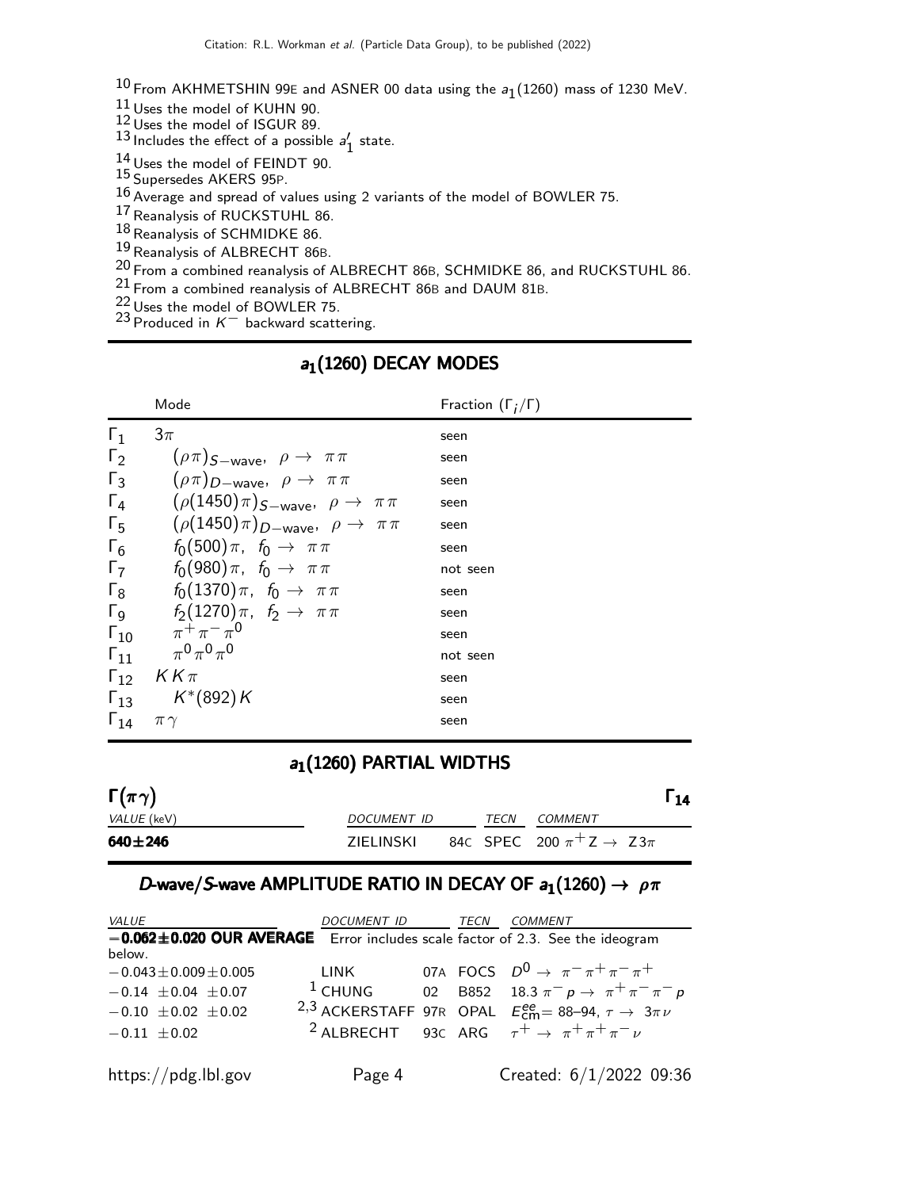[10] From AKHMETSHIN 99E and ASNER 00 data using the $a_1(1260)$ mass of 1230 MeV.
[11] Uses the model of KUHN 90.
[12] Uses the model of ISGUR 89.
[13] Includes the effect of a possible $a_1'$ state.
[14] Uses the model of FEINDT 90.
[15] Supersedes AKERS 95P.
[16] Average and spread of values using 2 variants of the model of BOWLER 75.
[17] Reanalysis of RUCKSTUHL 86.
[18] Reanalysis of SCHMIDKE 86.
[19] Reanalysis of ALBRECHT 86B.
[20] From a combined reanalysis of ALBRECHT 86B, SCHMIDKE 86, and RUCKSTUHL 86.
[21] From a combined reanalysis of ALBRECHT 86B and DAUM 81B.
[22] Uses the model of BOWLER 75.
[23] Produced in $K^-$ backward scattering.

## $a_1(1260)$ DECAY MODES

| | Mode | Fraction $(\Gamma_i/\Gamma)$ |
|---|---|---|
| $\Gamma_1$ | $3\pi$ | seen |
| $\Gamma_2$ | $(\rho\pi)_{S-\text{wave}},\ \rho \to \pi\pi$ | seen |
| $\Gamma_3$ | $(\rho\pi)_{D-\text{wave}},\ \rho \to \pi\pi$ | seen |
| $\Gamma_4$ | $(\rho(1450)\pi)_{S-\text{wave}},\ \rho \to \pi\pi$ | seen |
| $\Gamma_5$ | $(\rho(1450)\pi)_{D-\text{wave}},\ \rho \to \pi\pi$ | seen |
| $\Gamma_6$ | $f_0(500)\pi,\ f_0 \to \pi\pi$ | seen |
| $\Gamma_7$ | $f_0(980)\pi,\ f_0 \to \pi\pi$ | not seen |
| $\Gamma_8$ | $f_0(1370)\pi,\ f_0 \to \pi\pi$ | seen |
| $\Gamma_9$ | $f_2(1270)\pi,\ f_2 \to \pi\pi$ | seen |
| $\Gamma_{10}$ | $\pi^+\pi^-\pi^0$ | seen |
| $\Gamma_{11}$ | $\pi^0\pi^0\pi^0$ | not seen |
| $\Gamma_{12}$ | $K\overline{K}\pi$ | seen |
| $\Gamma_{13}$ | $K^*(892)\overline{K}$ | seen |
| $\Gamma_{14}$ | $\pi\gamma$ | seen |

## $a_1(1260)$ PARTIAL WIDTHS

### $\Gamma(\pi\gamma)$ $\qquad\qquad \Gamma_{14}$

| VALUE (keV) | DOCUMENT ID | | TECN | COMMENT |
|---|---|---|---|---|
| **640±246** | ZIELINSKI | 84C | SPEC | 200 $\pi^+ Z \to Z 3\pi$ |

## $D$-wave/$S$-wave AMPLITUDE RATIO IN DECAY OF $a_1(1260) \to \rho\pi$

| VALUE | DOCUMENT ID | | TECN | COMMENT |
|---|---|---|---|---|
| **−0.062±0.020 OUR AVERAGE** Error includes scale factor of 2.3. See the ideogram below. | | | | |
| $-0.043 \pm 0.009 \pm 0.005$ | LINK | 07A | FOCS | $D^0 \to \pi^-\pi^+\pi^-\pi^+$ |
| $-0.14 \ \pm 0.04 \ \pm 0.07$ | [1] CHUNG | 02 | B852 | 18.3 $\pi^- p \to \pi^+\pi^-\pi^- p$ |
| $-0.10 \ \pm 0.02 \ \pm 0.02$ | [2,3] ACKERSTAFF | 97R | OPAL | $E^{ee}_{\text{cm}}$= 88–94, $\tau \to 3\pi\nu$ |
| $-0.11 \ \pm 0.02$ | [2] ALBRECHT | 93C | ARG | $\tau^+ \to \pi^+\pi^+\pi^-\overline{\nu}$ |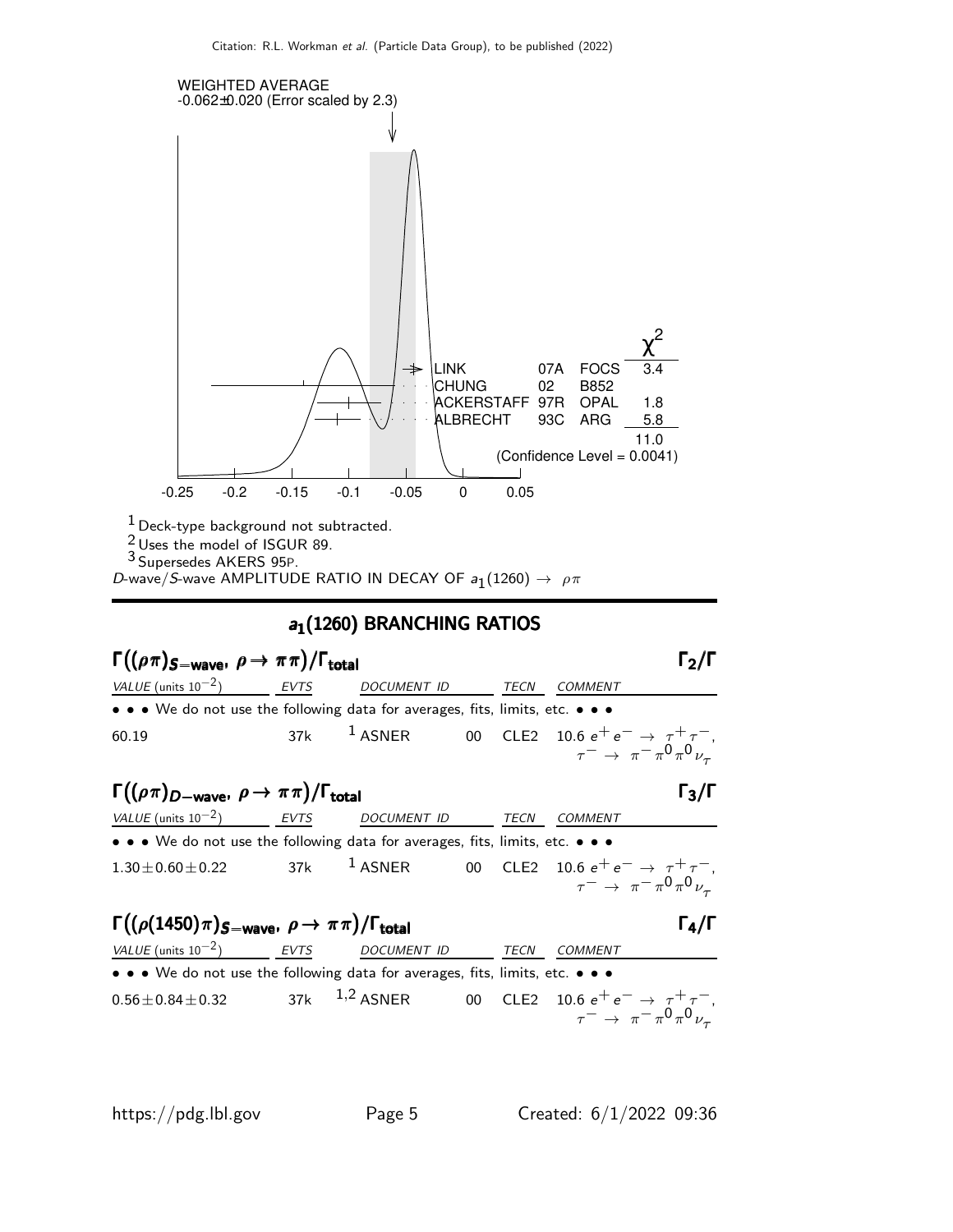WEIGHTED AVERAGE
-0.062±0.020 (Error scaled by 2.3)

| | | | $\chi^2$ |
|---|---|---|---|
| LINK | 07A | FOCS | 3.4 |
| CHUNG | 02 | B852 | |
| ACKERSTAFF | 97R | OPAL | 1.8 |
| ALBRECHT | 93C | ARG | 5.8 |
| | | | 11.0 |
| (Confidence Level = 0.0041) | | | |

-0.25 -0.2 -0.15 -0.1 -0.05 0 0.05

[1] Deck-type background not subtracted.
[2] Uses the model of ISGUR 89.
[3] Supersedes AKERS 95P.

*D*-wave/*S*-wave AMPLITUDE RATIO IN DECAY OF $a_1(1260) \rightarrow \rho\pi$

## $a_1(1260)$ BRANCHING RATIOS

### $\Gamma\big((\rho\pi)_{S-\text{wave}},\ \rho \rightarrow \pi\pi\big)/\Gamma_{\text{total}}$ $\qquad\Gamma_2/\Gamma$

| VALUE (units $10^{-2}$) | EVTS | DOCUMENT ID | | TECN | COMMENT |
|---|---|---|---|---|---|
| • • • We do not use the following data for averages, fits, limits, etc. • • • | | | | | |
| 60.19 | 37k | [1] ASNER | 00 | CLE2 | 10.6 $e^+e^- \rightarrow \tau^+\tau^-$, $\tau^- \rightarrow \pi^-\pi^0\pi^0\nu_\tau$ |

### $\Gamma\big((\rho\pi)_{D-\text{wave}},\ \rho \rightarrow \pi\pi\big)/\Gamma_{\text{total}}$ $\qquad\Gamma_3/\Gamma$

| VALUE (units $10^{-2}$) | EVTS | DOCUMENT ID | | TECN | COMMENT |
|---|---|---|---|---|---|
| • • • We do not use the following data for averages, fits, limits, etc. • • • | | | | | |
| $1.30 \pm 0.60 \pm 0.22$ | 37k | [1] ASNER | 00 | CLE2 | 10.6 $e^+e^- \rightarrow \tau^+\tau^-$, $\tau^- \rightarrow \pi^-\pi^0\pi^0\nu_\tau$ |

### $\Gamma\big((\rho(1450)\pi)_{S-\text{wave}},\ \rho \rightarrow \pi\pi\big)/\Gamma_{\text{total}}$ $\qquad\Gamma_4/\Gamma$

| VALUE (units $10^{-2}$) | EVTS | DOCUMENT ID | | TECN | COMMENT |
|---|---|---|---|---|---|
| • • • We do not use the following data for averages, fits, limits, etc. • • • | | | | | |
| $0.56 \pm 0.84 \pm 0.32$ | 37k | [1,2] ASNER | 00 | CLE2 | 10.6 $e^+e^- \rightarrow \tau^+\tau^-$, $\tau^- \rightarrow \pi^-\pi^0\pi^0\nu_\tau$ |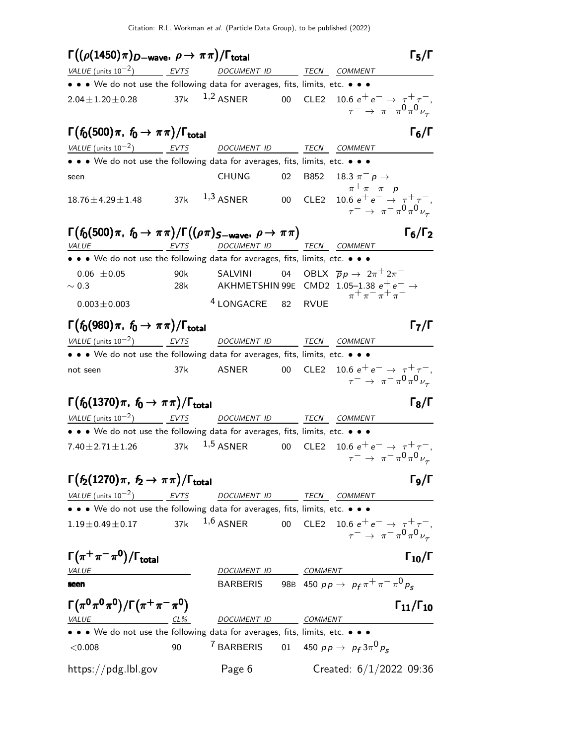### $\Gamma\big((\rho(1450)\pi)_{D\text{-wave}},\ \rho \to \pi\pi\big)/\Gamma_{\text{total}}$ $\qquad\Gamma_5/\Gamma$

| VALUE (units $10^{-2}$) | EVTS | DOCUMENT ID | | TECN | COMMENT |
|---|---|---|---|---|---|
| • • • We do not use the following data for averages, fits, limits, etc. • • • | | | | | |
| $2.04 \pm 1.20 \pm 0.28$ | 37k | [1,2] ASNER | 00 | CLE2 | $10.6\ e^+e^- \to \tau^+\tau^-$, $\tau^- \to \pi^-\pi^0\pi^0\nu_\tau$ |

### $\Gamma\big(f_0(500)\pi,\ f_0 \to \pi\pi\big)/\Gamma_{\text{total}}$ $\qquad\Gamma_6/\Gamma$

| VALUE (units $10^{-2}$) | EVTS | DOCUMENT ID | | TECN | COMMENT |
|---|---|---|---|---|---|
| • • • We do not use the following data for averages, fits, limits, etc. • • • | | | | | |
| seen | | CHUNG | 02 | B852 | $18.3\ \pi^- p \to \pi^+\pi^-\pi^- p$ |
| $18.76 \pm 4.29 \pm 1.48$ | 37k | [1,3] ASNER | 00 | CLE2 | $10.6\ e^+e^- \to \tau^+\tau^-$, $\tau^- \to \pi^-\pi^0\pi^0\nu_\tau$ |

### $\Gamma\big(f_0(500)\pi,\ f_0 \to \pi\pi\big)/\Gamma\big((\rho\pi)_{S\text{-wave}},\ \rho \to \pi\pi\big)$ $\qquad\Gamma_6/\Gamma_2$

| VALUE | EVTS | DOCUMENT ID | | TECN | COMMENT |
|---|---|---|---|---|---|
| • • • We do not use the following data for averages, fits, limits, etc. • • • | | | | | |
| $0.06 \pm 0.05$ | 90k | SALVINI | 04 | OBLX | $\overline{p}p \to 2\pi^+ 2\pi^-$ |
| $\sim 0.3$ | 28k | AKHMETSHIN | 99E | CMD2 | $1.05$–$1.38\ e^+e^- \to \pi^+\pi^-\pi^+\pi^-$ |
| $0.003 \pm 0.003$ | | [4] LONGACRE | 82 | RVUE | |

### $\Gamma\big(f_0(980)\pi,\ f_0 \to \pi\pi\big)/\Gamma_{\text{total}}$ $\qquad\Gamma_7/\Gamma$

| VALUE (units $10^{-2}$) | EVTS | DOCUMENT ID | | TECN | COMMENT |
|---|---|---|---|---|---|
| • • • We do not use the following data for averages, fits, limits, etc. • • • | | | | | |
| not seen | 37k | ASNER | 00 | CLE2 | $10.6\ e^+e^- \to \tau^+\tau^-$, $\tau^- \to \pi^-\pi^0\pi^0\nu_\tau$ |

### $\Gamma\big(f_0(1370)\pi,\ f_0 \to \pi\pi\big)/\Gamma_{\text{total}}$ $\qquad\Gamma_8/\Gamma$

| VALUE (units $10^{-2}$) | EVTS | DOCUMENT ID | | TECN | COMMENT |
|---|---|---|---|---|---|
| • • • We do not use the following data for averages, fits, limits, etc. • • • | | | | | |
| $7.40 \pm 2.71 \pm 1.26$ | 37k | [1,5] ASNER | 00 | CLE2 | $10.6\ e^+e^- \to \tau^+\tau^-$, $\tau^- \to \pi^-\pi^0\pi^0\nu_\tau$ |

### $\Gamma\big(f_2(1270)\pi,\ f_2 \to \pi\pi\big)/\Gamma_{\text{total}}$ $\qquad\Gamma_9/\Gamma$

| VALUE (units $10^{-2}$) | EVTS | DOCUMENT ID | | TECN | COMMENT |
|---|---|---|---|---|---|
| • • • We do not use the following data for averages, fits, limits, etc. • • • | | | | | |
| $1.19 \pm 0.49 \pm 0.17$ | 37k | [1,6] ASNER | 00 | CLE2 | $10.6\ e^+e^- \to \tau^+\tau^-$, $\tau^- \to \pi^-\pi^0\pi^0\nu_\tau$ |

### $\Gamma\big(\pi^+\pi^-\pi^0\big)/\Gamma_{\text{total}}$ $\qquad\Gamma_{10}/\Gamma$

| VALUE | DOCUMENT ID | | COMMENT |
|---|---|---|---|
| **seen** | BARBERIS | 98B | $450\ pp \to p_f \pi^+\pi^-\pi^0 p_s$ |

### $\Gamma\big(\pi^0\pi^0\pi^0\big)/\Gamma\big(\pi^+\pi^-\pi^0\big)$ $\qquad\Gamma_{11}/\Gamma_{10}$

| VALUE | CL% | DOCUMENT ID | | COMMENT |
|---|---|---|---|---|
| • • • We do not use the following data for averages, fits, limits, etc. • • • | | | | |
| $<0.008$ | 90 | [7] BARBERIS | 01 | $450\ pp \to p_f 3\pi^0 p_s$ |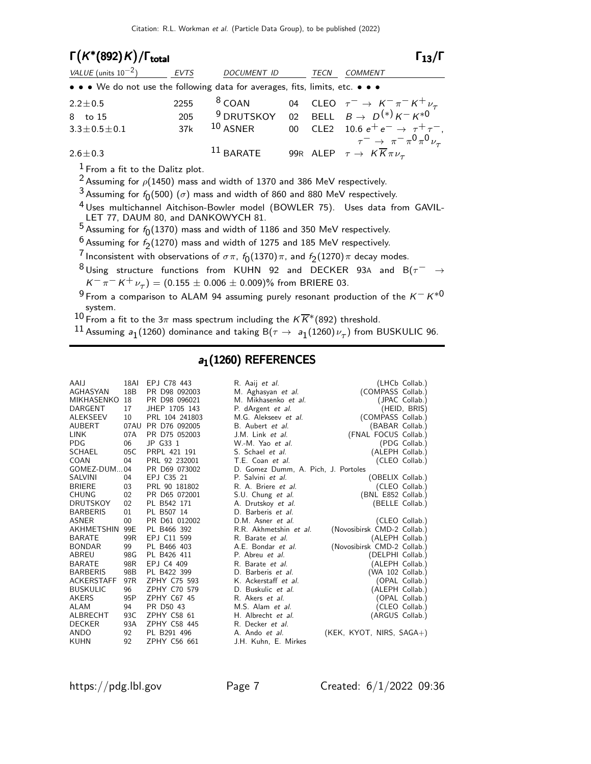## $\Gamma(K^*(892)K)/\Gamma_{\text{total}}$ $\Gamma_{13}/\Gamma$

| VALUE (units $10^{-2}$) | EVTS | DOCUMENT ID | | TECN | COMMENT |
|---|---|---|---|---|---|
| • • • We do not use the following data for averages, fits, limits, etc. • • • | | | | | |
| $2.2 \pm 0.5$ | 2255 | [8] COAN | 04 | CLEO | $\tau^- \to K^- \pi^- K^+ \nu_\tau$ |
| 8 to 15 | 205 | [9] DRUTSKOY | 02 | BELL | $B \to D^{(*)} K^- K^{*0}$ |
| $3.3 \pm 0.5 \pm 0.1$ | 37k | [10] ASNER | 00 | CLE2 | $10.6\ e^+ e^- \to \tau^+ \tau^-$, $\tau^- \to \pi^- \pi^0 \pi^0 \nu_\tau$ |
| $2.6 \pm 0.3$ | | [11] BARATE | 99R | ALEP | $\tau \to K \overline{K} \pi \nu_\tau$ |

[1] From a fit to the Dalitz plot.

[2] Assuming for $\rho(1450)$ mass and width of 1370 and 386 MeV respectively.

[3] Assuming for $f_0(500)$ ($\sigma$) mass and width of 860 and 880 MeV respectively.

[4] Uses multichannel Aitchison-Bowler model (BOWLER 75). Uses data from GAVILLET 77, DAUM 80, and DANKOWYCH 81.

[5] Assuming for $f_0(1370)$ mass and width of 1186 and 350 MeV respectively.

[6] Assuming for $f_2(1270)$ mass and width of 1275 and 185 MeV respectively.

[7] Inconsistent with observations of $\sigma\pi$, $f_0(1370)\pi$, and $f_2(1270)\pi$ decay modes.

[8] Using structure functions from KUHN 92 and DECKER 93A and $B(\tau^- \to K^- \pi^- K^+ \nu_\tau) = (0.155 \pm 0.006 \pm 0.009)\%$ from BRIERE 03.

[9] From a comparison to ALAM 94 assuming purely resonant production of the $K^- K^{*0}$ system.

[10] From a fit to the $3\pi$ mass spectrum including the $K\overline{K}^*(892)$ threshold.

[11] Assuming $a_1(1260)$ dominance and taking $B(\tau \to a_1(1260)\nu_\tau)$ from BUSKULIC 96.

## $a_1(1260)$ REFERENCES

| | | | | |
|---|---|---|---|---|
| AAIJ | 18AI | EPJ C78 443 | R. Aaij et al. | (LHCb Collab.) |
| AGHASYAN | 18B | PR D98 092003 | M. Aghasyan et al. | (COMPASS Collab.) |
| MIKHASENKO | 18 | PR D98 096021 | M. Mikhasenko et al. | (JPAC Collab.) |
| DARGENT | 17 | JHEP 1705 143 | P. dArgent et al. | (HEID, BRIS) |
| ALEKSEEV | 10 | PRL 104 241803 | M.G. Alekseev et al. | (COMPASS Collab.) |
| AUBERT | 07AU | PR D76 092005 | B. Aubert et al. | (BABAR Collab.) |
| LINK | 07A | PR D75 052003 | J.M. Link et al. | (FNAL FOCUS Collab.) |
| PDG | 06 | JP G33 1 | W.-M. Yao et al. | (PDG Collab.) |
| SCHAEL | 05C | PRPL 421 191 | S. Schael et al. | (ALEPH Collab.) |
| COAN | 04 | PRL 92 232001 | T.E. Coan et al. | (CLEO Collab.) |
| GOMEZ-DUM... | 04 | PR D69 073002 | D. Gomez Dumm, A. Pich, J. Portoles | |
| SALVINI | 04 | EPJ C35 21 | P. Salvini et al. | (OBELIX Collab.) |
| BRIERE | 03 | PRL 90 181802 | R. A. Briere et al. | (CLEO Collab.) |
| CHUNG | 02 | PR D65 072001 | S.U. Chung et al. | (BNL E852 Collab.) |
| DRUTSKOY | 02 | PL B542 171 | A. Drutskoy et al. | (BELLE Collab.) |
| BARBERIS | 01 | PL B507 14 | D. Barberis et al. | |
| ASNER | 00 | PR D61 012002 | D.M. Asner et al. | (CLEO Collab.) |
| AKHMETSHIN | 99E | PL B466 392 | R.R. Akhmetshin et al. | (Novosibirsk CMD-2 Collab.) |
| BARATE | 99R | EPJ C11 599 | R. Barate et al. | (ALEPH Collab.) |
| BONDAR | 99 | PL B466 403 | A.E. Bondar et al. | (Novosibirsk CMD-2 Collab.) |
| ABREU | 98G | PL B426 411 | P. Abreu et al. | (DELPHI Collab.) |
| BARATE | 98R | EPJ C4 409 | R. Barate et al. | (ALEPH Collab.) |
| BARBERIS | 98B | PL B422 399 | D. Barberis et al. | (WA 102 Collab.) |
| ACKERSTAFF | 97R | ZPHY C75 593 | K. Ackerstaff et al. | (OPAL Collab.) |
| BUSKULIC | 96 | ZPHY C70 579 | D. Buskulic et al. | (ALEPH Collab.) |
| AKERS | 95P | ZPHY C67 45 | R. Akers et al. | (OPAL Collab.) |
| ALAM | 94 | PR D50 43 | M.S. Alam et al. | (CLEO Collab.) |
| ALBRECHT | 93C | ZPHY C58 61 | H. Albrecht et al. | (ARGUS Collab.) |
| DECKER | 93A | ZPHY C58 445 | R. Decker et al. | |
| ANDO | 92 | PL B291 496 | A. Ando et al. | (KEK, KYOT, NIRS, SAGA+) |
| KUHN | 92 | ZPHY C56 661 | J.H. Kuhn, E. Mirkes | |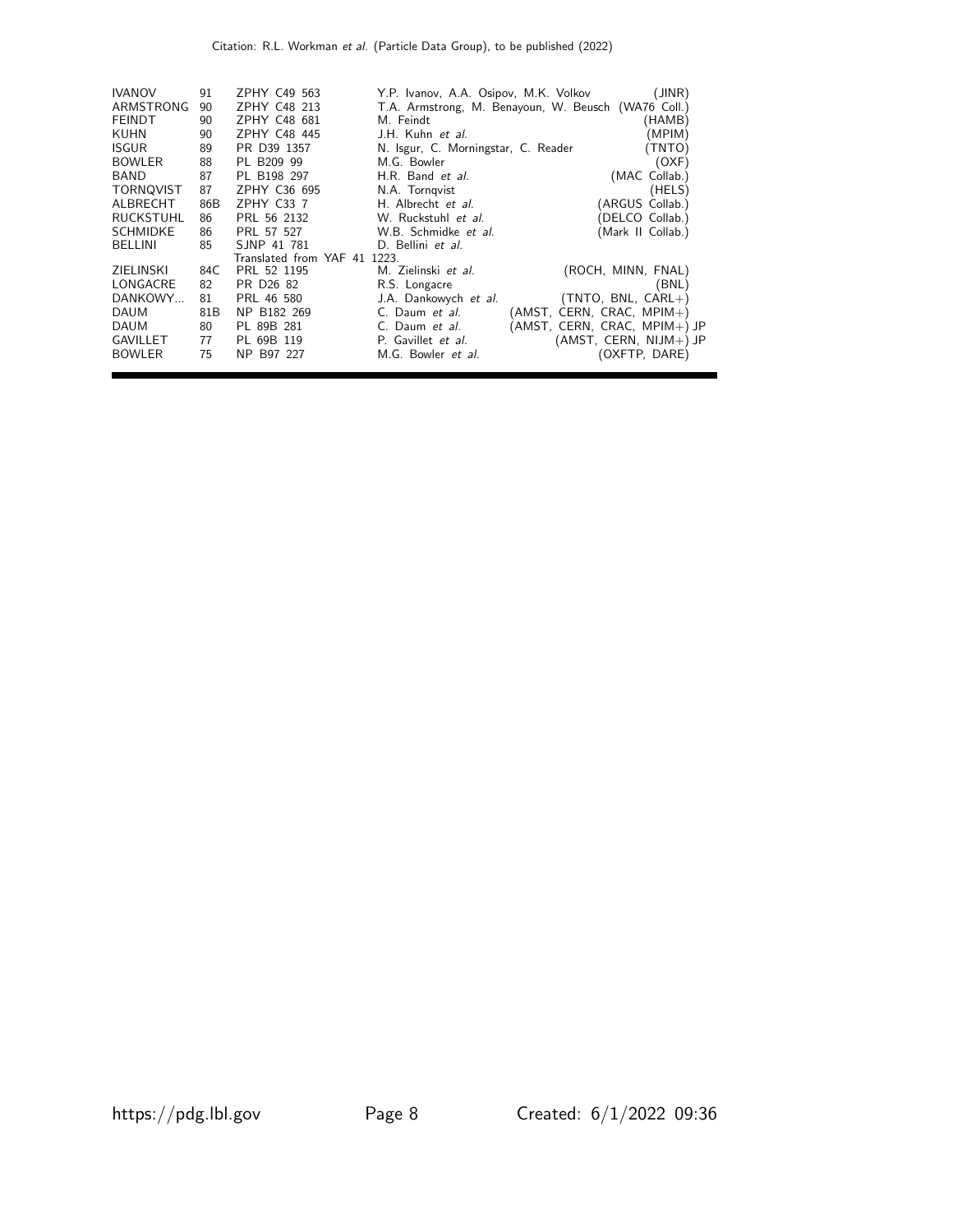| | | | | |
|---|---|---|---|---|
| IVANOV | 91 | ZPHY C49 563 | Y.P. Ivanov, A.A. Osipov, M.K. Volkov | (JINR) |
| ARMSTRONG | 90 | ZPHY C48 213 | T.A. Armstrong, M. Benayoun, W. Beusch | (WA76 Coll.) |
| FEINDT | 90 | ZPHY C48 681 | M. Feindt | (HAMB) |
| KUHN | 90 | ZPHY C48 445 | J.H. Kuhn *et al.* | (MPIM) |
| ISGUR | 89 | PR D39 1357 | N. Isgur, C. Morningstar, C. Reader | (TNTO) |
| BOWLER | 88 | PL B209 99 | M.G. Bowler | (OXF) |
| BAND | 87 | PL B198 297 | H.R. Band *et al.* | (MAC Collab.) |
| TORNQVIST | 87 | ZPHY C36 695 | N.A. Tornqvist | (HELS) |
| ALBRECHT | 86B | ZPHY C33 7 | H. Albrecht *et al.* | (ARGUS Collab.) |
| RUCKSTUHL | 86 | PRL 56 2132 | W. Ruckstuhl *et al.* | (DELCO Collab.) |
| SCHMIDKE | 86 | PRL 57 527 | W.B. Schmidke *et al.* | (Mark II Collab.) |
| BELLINI | 85 | SJNP 41 781 | D. Bellini *et al.* | |
| | | Translated from YAF 41 1223. | | |
| ZIELINSKI | 84C | PRL 52 1195 | M. Zielinski *et al.* | (ROCH, MINN, FNAL) |
| LONGACRE | 82 | PR D26 82 | R.S. Longacre | (BNL) |
| DANKOWY... | 81 | PRL 46 580 | J.A. Dankowych *et al.* | (TNTO, BNL, CARL+) |
| DAUM | 81B | NP B182 269 | C. Daum *et al.* | (AMST, CERN, CRAC, MPIM+) |
| DAUM | 80 | PL 89B 281 | C. Daum *et al.* | (AMST, CERN, CRAC, MPIM+) JP |
| GAVILLET | 77 | PL 69B 119 | P. Gavillet *et al.* | (AMST, CERN, NIJM+) JP |
| BOWLER | 75 | NP B97 227 | M.G. Bowler *et al.* | (OXFTP, DARE) |